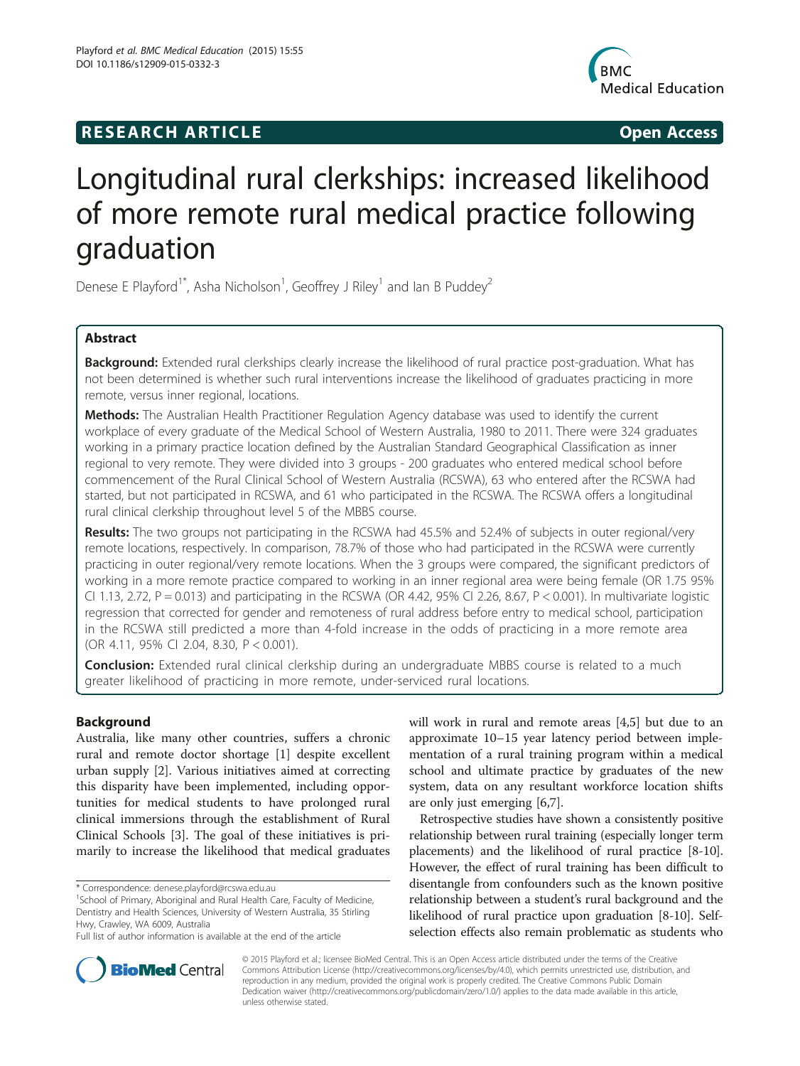**RESEARCH ARTICLE** **Open Access**

# Longitudinal rural clerkships: increased likelihood of more remote rural medical practice following graduation

Denese E Playford[1*], Asha Nicholson[1], Geoffrey J Riley[1] and Ian B Puddey[2]

## Abstract

**Background:** Extended rural clerkships clearly increase the likelihood of rural practice post-graduation. What has not been determined is whether such rural interventions increase the likelihood of graduates practicing in more remote, versus inner regional, locations.

**Methods:** The Australian Health Practitioner Regulation Agency database was used to identify the current workplace of every graduate of the Medical School of Western Australia, 1980 to 2011. There were 324 graduates working in a primary practice location defined by the Australian Standard Geographical Classification as inner regional to very remote. They were divided into 3 groups - 200 graduates who entered medical school before commencement of the Rural Clinical School of Western Australia (RCSWA), 63 who entered after the RCSWA had started, but not participated in RCSWA, and 61 who participated in the RCSWA. The RCSWA offers a longitudinal rural clinical clerkship throughout level 5 of the MBBS course.

**Results:** The two groups not participating in the RCSWA had 45.5% and 52.4% of subjects in outer regional/very remote locations, respectively. In comparison, 78.7% of those who had participated in the RCSWA were currently practicing in outer regional/very remote locations. When the 3 groups were compared, the significant predictors of working in a more remote practice compared to working in an inner regional area were being female (OR 1.75 95% CI 1.13, 2.72, P = 0.013) and participating in the RCSWA (OR 4.42, 95% CI 2.26, 8.67, P < 0.001). In multivariate logistic regression that corrected for gender and remoteness of rural address before entry to medical school, participation in the RCSWA still predicted a more than 4-fold increase in the odds of practicing in a more remote area (OR 4.11, 95% CI 2.04, 8.30, P < 0.001).

**Conclusion:** Extended rural clinical clerkship during an undergraduate MBBS course is related to a much greater likelihood of practicing in more remote, under-serviced rural locations.

## Background

Australia, like many other countries, suffers a chronic rural and remote doctor shortage [1] despite excellent urban supply [2]. Various initiatives aimed at correcting this disparity have been implemented, including opportunities for medical students to have prolonged rural clinical immersions through the establishment of Rural Clinical Schools [3]. The goal of these initiatives is primarily to increase the likelihood that medical graduates will work in rural and remote areas [4,5] but due to an approximate 10–15 year latency period between implementation of a rural training program within a medical school and ultimate practice by graduates of the new system, data on any resultant workforce location shifts are only just emerging [6,7].

Retrospective studies have shown a consistently positive relationship between rural training (especially longer term placements) and the likelihood of rural practice [8-10]. However, the effect of rural training has been difficult to disentangle from confounders such as the known positive relationship between a student's rural background and the likelihood of rural practice upon graduation [8-10]. Self-selection effects also remain problematic as students who

\* Correspondence: denese.playford@rcswa.edu.au

[1]School of Primary, Aboriginal and Rural Health Care, Faculty of Medicine, Dentistry and Health Sciences, University of Western Australia, 35 Stirling Hwy, Crawley, WA 6009, Australia

Full list of author information is available at the end of the article

© 2015 Playford et al.; licensee BioMed Central. This is an Open Access article distributed under the terms of the Creative Commons Attribution License (http://creativecommons.org/licenses/by/4.0), which permits unrestricted use, distribution, and reproduction in any medium, provided the original work is properly credited. The Creative Commons Public Domain Dedication waiver (http://creativecommons.org/publicdomain/zero/1.0/) applies to the data made available in this article, unless otherwise stated.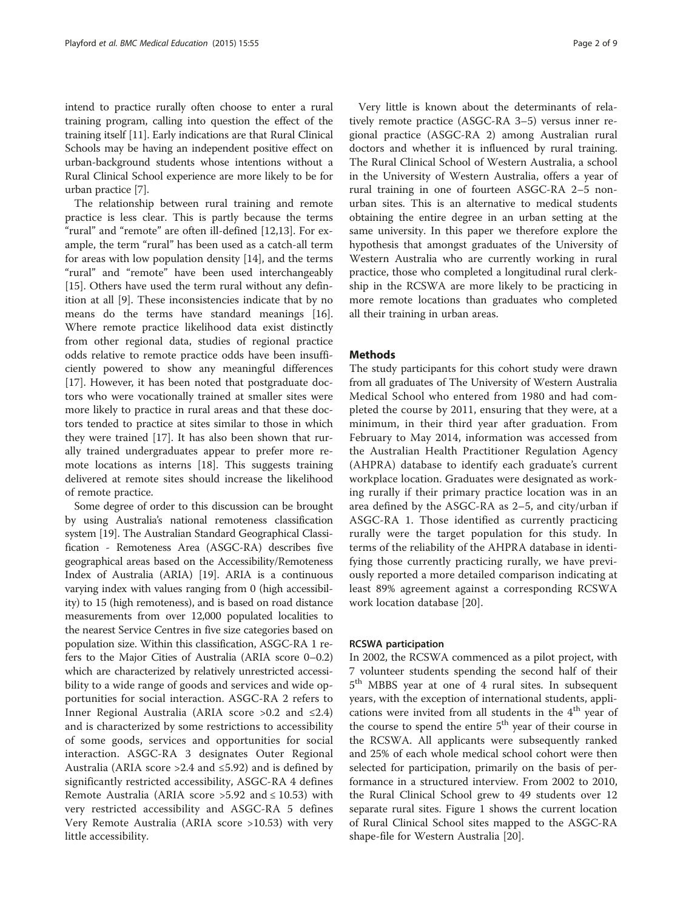intend to practice rurally often choose to enter a rural training program, calling into question the effect of the training itself [11]. Early indications are that Rural Clinical Schools may be having an independent positive effect on urban-background students whose intentions without a Rural Clinical School experience are more likely to be for urban practice [7].

The relationship between rural training and remote practice is less clear. This is partly because the terms "rural" and "remote" are often ill-defined [12,13]. For example, the term "rural" has been used as a catch-all term for areas with low population density [14], and the terms "rural" and "remote" have been used interchangeably [15]. Others have used the term rural without any definition at all [9]. These inconsistencies indicate that by no means do the terms have standard meanings [16]. Where remote practice likelihood data exist distinctly from other regional data, studies of regional practice odds relative to remote practice odds have been insufficiently powered to show any meaningful differences [17]. However, it has been noted that postgraduate doctors who were vocationally trained at smaller sites were more likely to practice in rural areas and that these doctors tended to practice at sites similar to those in which they were trained [17]. It has also been shown that rurally trained undergraduates appear to prefer more remote locations as interns [18]. This suggests training delivered at remote sites should increase the likelihood of remote practice.

Some degree of order to this discussion can be brought by using Australia's national remoteness classification system [19]. The Australian Standard Geographical Classification - Remoteness Area (ASGC-RA) describes five geographical areas based on the Accessibility/Remoteness Index of Australia (ARIA) [19]. ARIA is a continuous varying index with values ranging from 0 (high accessibility) to 15 (high remoteness), and is based on road distance measurements from over 12,000 populated localities to the nearest Service Centres in five size categories based on population size. Within this classification, ASGC-RA 1 refers to the Major Cities of Australia (ARIA score 0–0.2) which are characterized by relatively unrestricted accessibility to a wide range of goods and services and wide opportunities for social interaction. ASGC-RA 2 refers to Inner Regional Australia (ARIA score >0.2 and ≤2.4) and is characterized by some restrictions to accessibility of some goods, services and opportunities for social interaction. ASGC-RA 3 designates Outer Regional Australia (ARIA score >2.4 and ≤5.92) and is defined by significantly restricted accessibility, ASGC-RA 4 defines Remote Australia (ARIA score >5.92 and ≤ 10.53) with very restricted accessibility and ASGC-RA 5 defines Very Remote Australia (ARIA score >10.53) with very little accessibility.

Very little is known about the determinants of relatively remote practice (ASGC-RA 3–5) versus inner regional practice (ASGC-RA 2) among Australian rural doctors and whether it is influenced by rural training. The Rural Clinical School of Western Australia, a school in the University of Western Australia, offers a year of rural training in one of fourteen ASGC-RA 2–5 non-urban sites. This is an alternative to medical students obtaining the entire degree in an urban setting at the same university. In this paper we therefore explore the hypothesis that amongst graduates of the University of Western Australia who are currently working in rural practice, those who completed a longitudinal rural clerkship in the RCSWA are more likely to be practicing in more remote locations than graduates who completed all their training in urban areas.

## Methods

The study participants for this cohort study were drawn from all graduates of The University of Western Australia Medical School who entered from 1980 and had completed the course by 2011, ensuring that they were, at a minimum, in their third year after graduation. From February to May 2014, information was accessed from the Australian Health Practitioner Regulation Agency (AHPRA) database to identify each graduate's current workplace location. Graduates were designated as working rurally if their primary practice location was in an area defined by the ASGC-RA as 2–5, and city/urban if ASGC-RA 1. Those identified as currently practicing rurally were the target population for this study. In terms of the reliability of the AHPRA database in identifying those currently practicing rurally, we have previously reported a more detailed comparison indicating at least 89% agreement against a corresponding RCSWA work location database [20].

### RCSWA participation

In 2002, the RCSWA commenced as a pilot project, with 7 volunteer students spending the second half of their 5th MBBS year at one of 4 rural sites. In subsequent years, with the exception of international students, applications were invited from all students in the 4th year of the course to spend the entire 5th year of their course in the RCSWA. All applicants were subsequently ranked and 25% of each whole medical school cohort were then selected for participation, primarily on the basis of performance in a structured interview. From 2002 to 2010, the Rural Clinical School grew to 49 students over 12 separate rural sites. Figure 1 shows the current location of Rural Clinical School sites mapped to the ASGC-RA shape-file for Western Australia [20].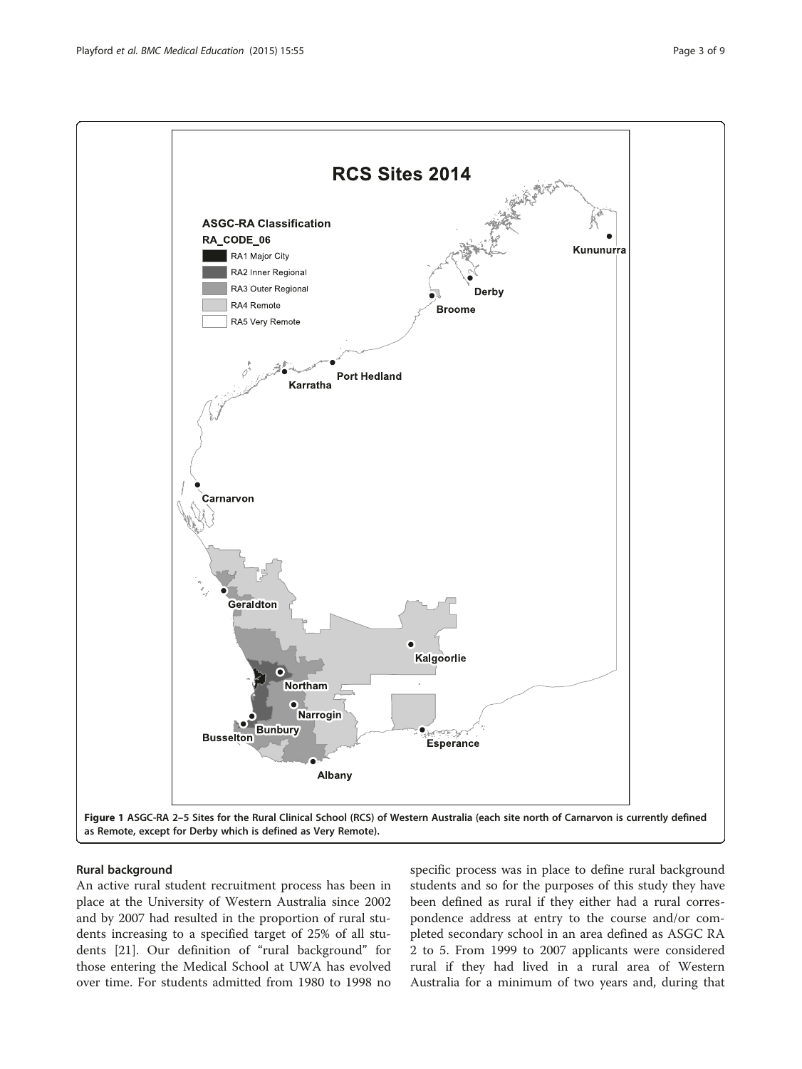Figure 1 ASGC-RA 2–5 Sites for the Rural Clinical School (RCS) of Western Australia (each site north of Carnarvon is currently defined as Remote, except for Derby which is defined as Very Remote).

### Rural background

An active rural student recruitment process has been in place at the University of Western Australia since 2002 and by 2007 had resulted in the proportion of rural students increasing to a specified target of 25% of all students [21]. Our definition of "rural background" for those entering the Medical School at UWA has evolved over time. For students admitted from 1980 to 1998 no specific process was in place to define rural background students and so for the purposes of this study they have been defined as rural if they either had a rural correspondence address at entry to the course and/or completed secondary school in an area defined as ASGC RA 2 to 5. From 1999 to 2007 applicants were considered rural if they had lived in a rural area of Western Australia for a minimum of two years and, during that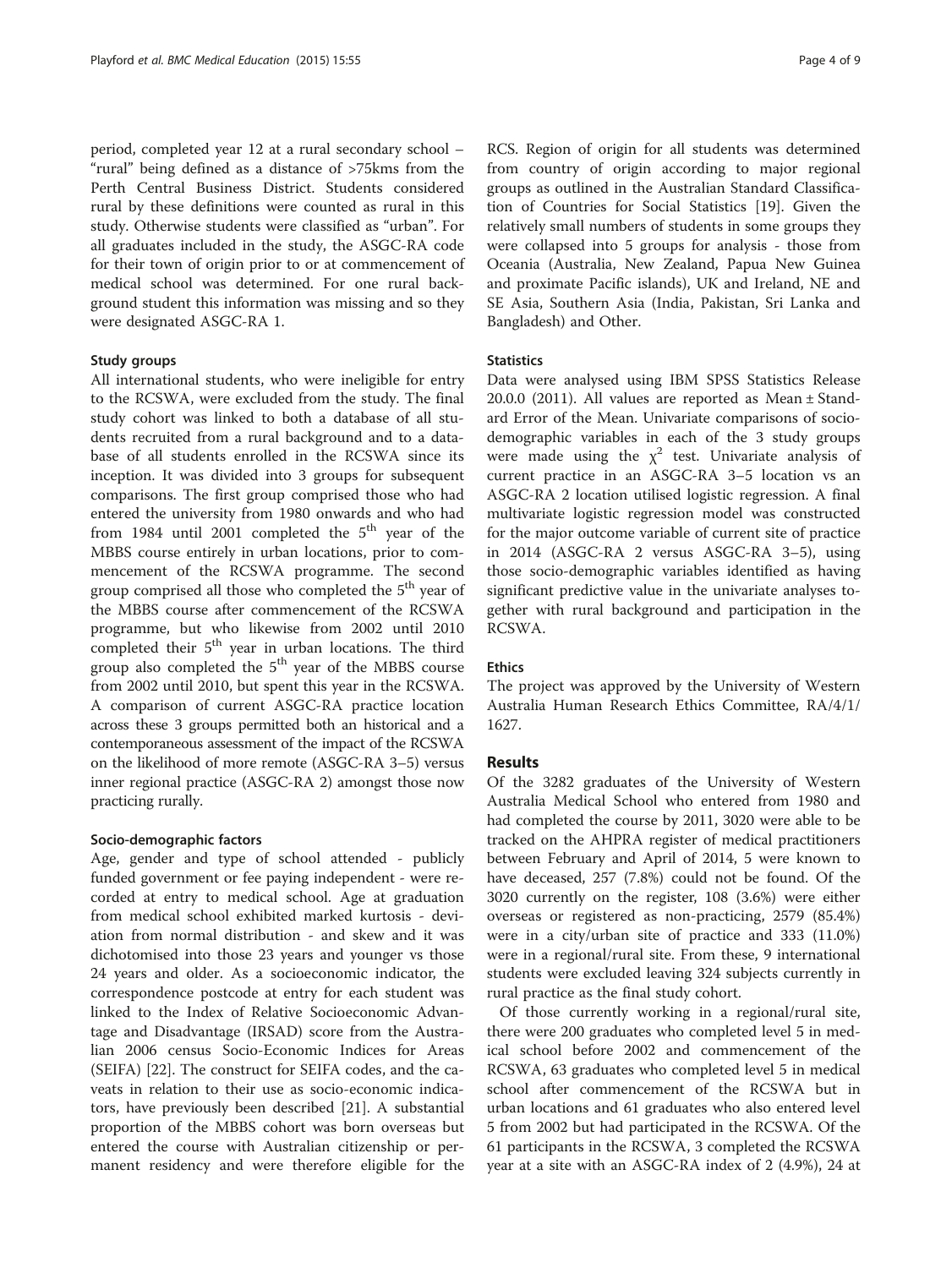period, completed year 12 at a rural secondary school – "rural" being defined as a distance of >75kms from the Perth Central Business District. Students considered rural by these definitions were counted as rural in this study. Otherwise students were classified as "urban". For all graduates included in the study, the ASGC-RA code for their town of origin prior to or at commencement of medical school was determined. For one rural background student this information was missing and so they were designated ASGC-RA 1.

### Study groups

All international students, who were ineligible for entry to the RCSWA, were excluded from the study. The final study cohort was linked to both a database of all students recruited from a rural background and to a database of all students enrolled in the RCSWA since its inception. It was divided into 3 groups for subsequent comparisons. The first group comprised those who had entered the university from 1980 onwards and who had from 1984 until 2001 completed the 5th year of the MBBS course entirely in urban locations, prior to commencement of the RCSWA programme. The second group comprised all those who completed the 5th year of the MBBS course after commencement of the RCSWA programme, but who likewise from 2002 until 2010 completed their 5th year in urban locations. The third group also completed the 5th year of the MBBS course from 2002 until 2010, but spent this year in the RCSWA. A comparison of current ASGC-RA practice location across these 3 groups permitted both an historical and a contemporaneous assessment of the impact of the RCSWA on the likelihood of more remote (ASGC-RA 3–5) versus inner regional practice (ASGC-RA 2) amongst those now practicing rurally.

### Socio-demographic factors

Age, gender and type of school attended - publicly funded government or fee paying independent - were recorded at entry to medical school. Age at graduation from medical school exhibited marked kurtosis - deviation from normal distribution - and skew and it was dichotomised into those 23 years and younger vs those 24 years and older. As a socioeconomic indicator, the correspondence postcode at entry for each student was linked to the Index of Relative Socioeconomic Advantage and Disadvantage (IRSAD) score from the Australian 2006 census Socio-Economic Indices for Areas (SEIFA) [22]. The construct for SEIFA codes, and the caveats in relation to their use as socio-economic indicators, have previously been described [21]. A substantial proportion of the MBBS cohort was born overseas but entered the course with Australian citizenship or permanent residency and were therefore eligible for the RCS. Region of origin for all students was determined from country of origin according to major regional groups as outlined in the Australian Standard Classification of Countries for Social Statistics [19]. Given the relatively small numbers of students in some groups they were collapsed into 5 groups for analysis - those from Oceania (Australia, New Zealand, Papua New Guinea and proximate Pacific islands), UK and Ireland, NE and SE Asia, Southern Asia (India, Pakistan, Sri Lanka and Bangladesh) and Other.

### Statistics

Data were analysed using IBM SPSS Statistics Release 20.0.0 (2011). All values are reported as Mean ± Standard Error of the Mean. Univariate comparisons of socio-demographic variables in each of the 3 study groups were made using the $\chi^2$ test. Univariate analysis of current practice in an ASGC-RA 3–5 location vs an ASGC-RA 2 location utilised logistic regression. A final multivariate logistic regression model was constructed for the major outcome variable of current site of practice in 2014 (ASGC-RA 2 versus ASGC-RA 3–5), using those socio-demographic variables identified as having significant predictive value in the univariate analyses together with rural background and participation in the RCSWA.

### Ethics

The project was approved by the University of Western Australia Human Research Ethics Committee, RA/4/1/1627.

## Results

Of the 3282 graduates of the University of Western Australia Medical School who entered from 1980 and had completed the course by 2011, 3020 were able to be tracked on the AHPRA register of medical practitioners between February and April of 2014, 5 were known to have deceased, 257 (7.8%) could not be found. Of the 3020 currently on the register, 108 (3.6%) were either overseas or registered as non-practicing, 2579 (85.4%) were in a city/urban site of practice and 333 (11.0%) were in a regional/rural site. From these, 9 international students were excluded leaving 324 subjects currently in rural practice as the final study cohort.

Of those currently working in a regional/rural site, there were 200 graduates who completed level 5 in medical school before 2002 and commencement of the RCSWA, 63 graduates who completed level 5 in medical school after commencement of the RCSWA but in urban locations and 61 graduates who also entered level 5 from 2002 but had participated in the RCSWA. Of the 61 participants in the RCSWA, 3 completed the RCSWA year at a site with an ASGC-RA index of 2 (4.9%), 24 at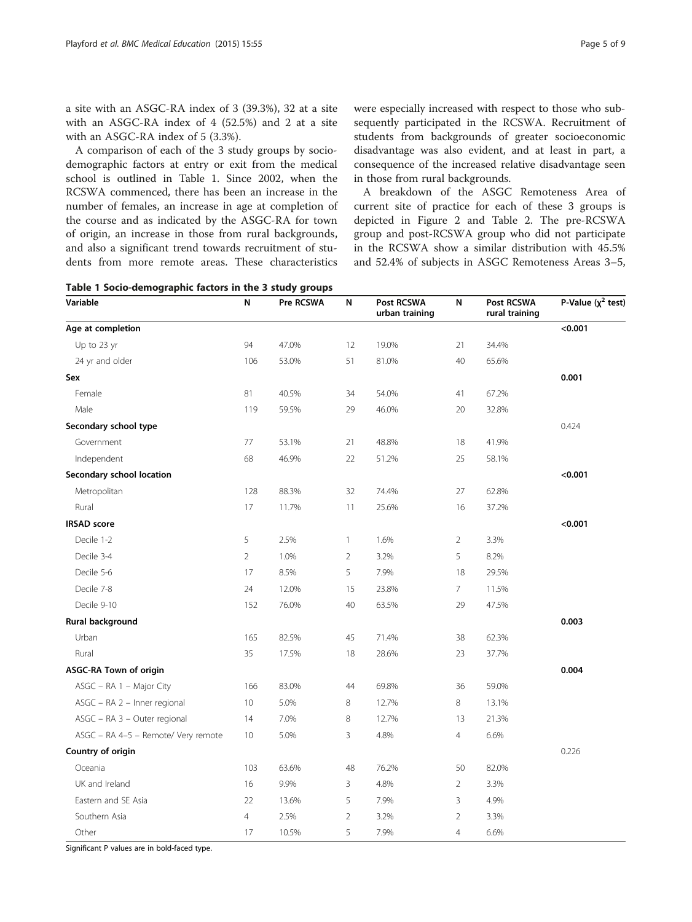a site with an ASGC-RA index of 3 (39.3%), 32 at a site with an ASGC-RA index of 4 (52.5%) and 2 at a site with an ASGC-RA index of 5 (3.3%).

A comparison of each of the 3 study groups by socio-demographic factors at entry or exit from the medical school is outlined in Table 1. Since 2002, when the RCSWA commenced, there has been an increase in the number of females, an increase in age at completion of the course and as indicated by the ASGC-RA for town of origin, an increase in those from rural backgrounds, and also a significant trend towards recruitment of students from more remote areas. These characteristics were especially increased with respect to those who subsequently participated in the RCSWA. Recruitment of students from backgrounds of greater socioeconomic disadvantage was also evident, and at least in part, a consequence of the increased relative disadvantage seen in those from rural backgrounds.

A breakdown of the ASGC Remoteness Area of current site of practice for each of these 3 groups is depicted in Figure 2 and Table 2. The pre-RCSWA group and post-RCSWA group who did not participate in the RCSWA show a similar distribution with 45.5% and 52.4% of subjects in ASGC Remoteness Areas 3–5,

**Table 1 Socio-demographic factors in the 3 study groups**

| Variable | N | Pre RCSWA | N | Post RCSWA urban training | N | Post RCSWA rural training | P-Value ($\chi^2$ test) |
|---|---|---|---|---|---|---|---|
| **Age at completion** | | | | | | | **<0.001** |
| Up to 23 yr | 94 | 47.0% | 12 | 19.0% | 21 | 34.4% | |
| 24 yr and older | 106 | 53.0% | 51 | 81.0% | 40 | 65.6% | |
| **Sex** | | | | | | | **0.001** |
| Female | 81 | 40.5% | 34 | 54.0% | 41 | 67.2% | |
| Male | 119 | 59.5% | 29 | 46.0% | 20 | 32.8% | |
| **Secondary school type** | | | | | | | 0.424 |
| Government | 77 | 53.1% | 21 | 48.8% | 18 | 41.9% | |
| Independent | 68 | 46.9% | 22 | 51.2% | 25 | 58.1% | |
| **Secondary school location** | | | | | | | **<0.001** |
| Metropolitan | 128 | 88.3% | 32 | 74.4% | 27 | 62.8% | |
| Rural | 17 | 11.7% | 11 | 25.6% | 16 | 37.2% | |
| **IRSAD score** | | | | | | | **<0.001** |
| Decile 1-2 | 5 | 2.5% | 1 | 1.6% | 2 | 3.3% | |
| Decile 3-4 | 2 | 1.0% | 2 | 3.2% | 5 | 8.2% | |
| Decile 5-6 | 17 | 8.5% | 5 | 7.9% | 18 | 29.5% | |
| Decile 7-8 | 24 | 12.0% | 15 | 23.8% | 7 | 11.5% | |
| Decile 9-10 | 152 | 76.0% | 40 | 63.5% | 29 | 47.5% | |
| **Rural background** | | | | | | | **0.003** |
| Urban | 165 | 82.5% | 45 | 71.4% | 38 | 62.3% | |
| Rural | 35 | 17.5% | 18 | 28.6% | 23 | 37.7% | |
| **ASGC-RA Town of origin** | | | | | | | **0.004** |
| ASGC – RA 1 – Major City | 166 | 83.0% | 44 | 69.8% | 36 | 59.0% | |
| ASGC – RA 2 – Inner regional | 10 | 5.0% | 8 | 12.7% | 8 | 13.1% | |
| ASGC – RA 3 – Outer regional | 14 | 7.0% | 8 | 12.7% | 13 | 21.3% | |
| ASGC – RA 4–5 – Remote/ Very remote | 10 | 5.0% | 3 | 4.8% | 4 | 6.6% | |
| **Country of origin** | | | | | | | 0.226 |
| Oceania | 103 | 63.6% | 48 | 76.2% | 50 | 82.0% | |
| UK and Ireland | 16 | 9.9% | 3 | 4.8% | 2 | 3.3% | |
| Eastern and SE Asia | 22 | 13.6% | 5 | 7.9% | 3 | 4.9% | |
| Southern Asia | 4 | 2.5% | 2 | 3.2% | 2 | 3.3% | |
| Other | 17 | 10.5% | 5 | 7.9% | 4 | 6.6% | |

Significant P values are in bold-faced type.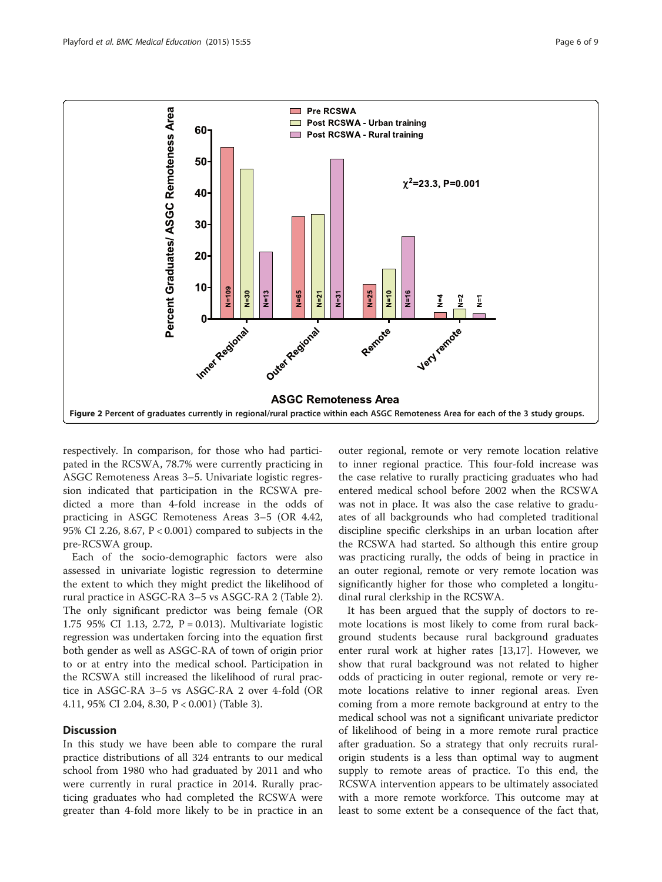Figure 2 Percent of graduates currently in regional/rural practice within each ASGC Remoteness Area for each of the 3 study groups.

respectively. In comparison, for those who had participated in the RCSWA, 78.7% were currently practicing in ASGC Remoteness Areas 3–5. Univariate logistic regression indicated that participation in the RCSWA predicted a more than 4-fold increase in the odds of practicing in ASGC Remoteness Areas 3–5 (OR 4.42, 95% CI 2.26, 8.67, P < 0.001) compared to subjects in the pre-RCSWA group.

Each of the socio-demographic factors were also assessed in univariate logistic regression to determine the extent to which they might predict the likelihood of rural practice in ASGC-RA 3–5 vs ASGC-RA 2 (Table 2). The only significant predictor was being female (OR 1.75 95% CI 1.13, 2.72, P = 0.013). Multivariate logistic regression was undertaken forcing into the equation first both gender as well as ASGC-RA of town of origin prior to or at entry into the medical school. Participation in the RCSWA still increased the likelihood of rural practice in ASGC-RA 3–5 vs ASGC-RA 2 over 4-fold (OR 4.11, 95% CI 2.04, 8.30, P < 0.001) (Table 3).

## Discussion

In this study we have been able to compare the rural practice distributions of all 324 entrants to our medical school from 1980 who had graduated by 2011 and who were currently in rural practice in 2014. Rurally practicing graduates who had completed the RCSWA were greater than 4-fold more likely to be in practice in an outer regional, remote or very remote location relative to inner regional practice. This four-fold increase was the case relative to rurally practicing graduates who had entered medical school before 2002 when the RCSWA was not in place. It was also the case relative to graduates of all backgrounds who had completed traditional discipline specific clerkships in an urban location after the RCSWA had started. So although this entire group was practicing rurally, the odds of being in practice in an outer regional, remote or very remote location was significantly higher for those who completed a longitudinal rural clerkship in the RCSWA.

It has been argued that the supply of doctors to remote locations is most likely to come from rural background students because rural background graduates enter rural work at higher rates [13,17]. However, we show that rural background was not related to higher odds of practicing in outer regional, remote or very remote locations relative to inner regional areas. Even coming from a more remote background at entry to the medical school was not a significant univariate predictor of likelihood of being in a more remote rural practice after graduation. So a strategy that only recruits rural-origin students is a less than optimal way to augment supply to remote areas of practice. To this end, the RCSWA intervention appears to be ultimately associated with a more remote workforce. This outcome may at least to some extent be a consequence of the fact that,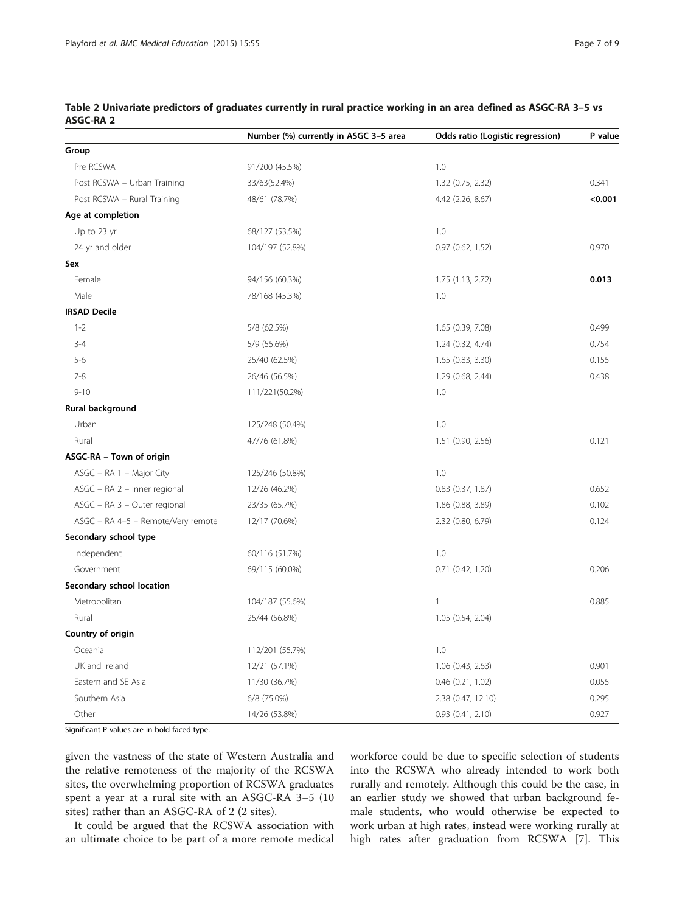**Table 2 Univariate predictors of graduates currently in rural practice working in an area defined as ASGC-RA 3–5 vs ASGC-RA 2**

| | Number (%) currently in ASGC 3–5 area | Odds ratio (Logistic regression) | P value |
|---|---|---|---|
| **Group** | | | |
| Pre RCSWA | 91/200 (45.5%) | 1.0 | |
| Post RCSWA – Urban Training | 33/63(52.4%) | 1.32 (0.75, 2.32) | 0.341 |
| Post RCSWA – Rural Training | 48/61 (78.7%) | 4.42 (2.26, 8.67) | **<0.001** |
| **Age at completion** | | | |
| Up to 23 yr | 68/127 (53.5%) | 1.0 | |
| 24 yr and older | 104/197 (52.8%) | 0.97 (0.62, 1.52) | 0.970 |
| **Sex** | | | |
| Female | 94/156 (60.3%) | 1.75 (1.13, 2.72) | **0.013** |
| Male | 78/168 (45.3%) | 1.0 | |
| **IRSAD Decile** | | | |
| 1-2 | 5/8 (62.5%) | 1.65 (0.39, 7.08) | 0.499 |
| 3-4 | 5/9 (55.6%) | 1.24 (0.32, 4.74) | 0.754 |
| 5-6 | 25/40 (62.5%) | 1.65 (0.83, 3.30) | 0.155 |
| 7-8 | 26/46 (56.5%) | 1.29 (0.68, 2.44) | 0.438 |
| 9-10 | 111/221(50.2%) | 1.0 | |
| **Rural background** | | | |
| Urban | 125/248 (50.4%) | 1.0 | |
| Rural | 47/76 (61.8%) | 1.51 (0.90, 2.56) | 0.121 |
| **ASGC-RA – Town of origin** | | | |
| ASGC – RA 1 – Major City | 125/246 (50.8%) | 1.0 | |
| ASGC – RA 2 – Inner regional | 12/26 (46.2%) | 0.83 (0.37, 1.87) | 0.652 |
| ASGC – RA 3 – Outer regional | 23/35 (65.7%) | 1.86 (0.88, 3.89) | 0.102 |
| ASGC – RA 4–5 – Remote/Very remote | 12/17 (70.6%) | 2.32 (0.80, 6.79) | 0.124 |
| **Secondary school type** | | | |
| Independent | 60/116 (51.7%) | 1.0 | |
| Government | 69/115 (60.0%) | 0.71 (0.42, 1.20) | 0.206 |
| **Secondary school location** | | | |
| Metropolitan | 104/187 (55.6%) | 1 | 0.885 |
| Rural | 25/44 (56.8%) | 1.05 (0.54, 2.04) | |
| **Country of origin** | | | |
| Oceania | 112/201 (55.7%) | 1.0 | |
| UK and Ireland | 12/21 (57.1%) | 1.06 (0.43, 2.63) | 0.901 |
| Eastern and SE Asia | 11/30 (36.7%) | 0.46 (0.21, 1.02) | 0.055 |
| Southern Asia | 6/8 (75.0%) | 2.38 (0.47, 12.10) | 0.295 |
| Other | 14/26 (53.8%) | 0.93 (0.41, 2.10) | 0.927 |

Significant P values are in bold-faced type.

given the vastness of the state of Western Australia and the relative remoteness of the majority of the RCSWA sites, the overwhelming proportion of RCSWA graduates spent a year at a rural site with an ASGC-RA 3–5 (10 sites) rather than an ASGC-RA of 2 (2 sites).

It could be argued that the RCSWA association with an ultimate choice to be part of a more remote medical workforce could be due to specific selection of students into the RCSWA who already intended to work both rurally and remotely. Although this could be the case, in an earlier study we showed that urban background female students, who would otherwise be expected to work urban at high rates, instead were working rurally at high rates after graduation from RCSWA [7]. This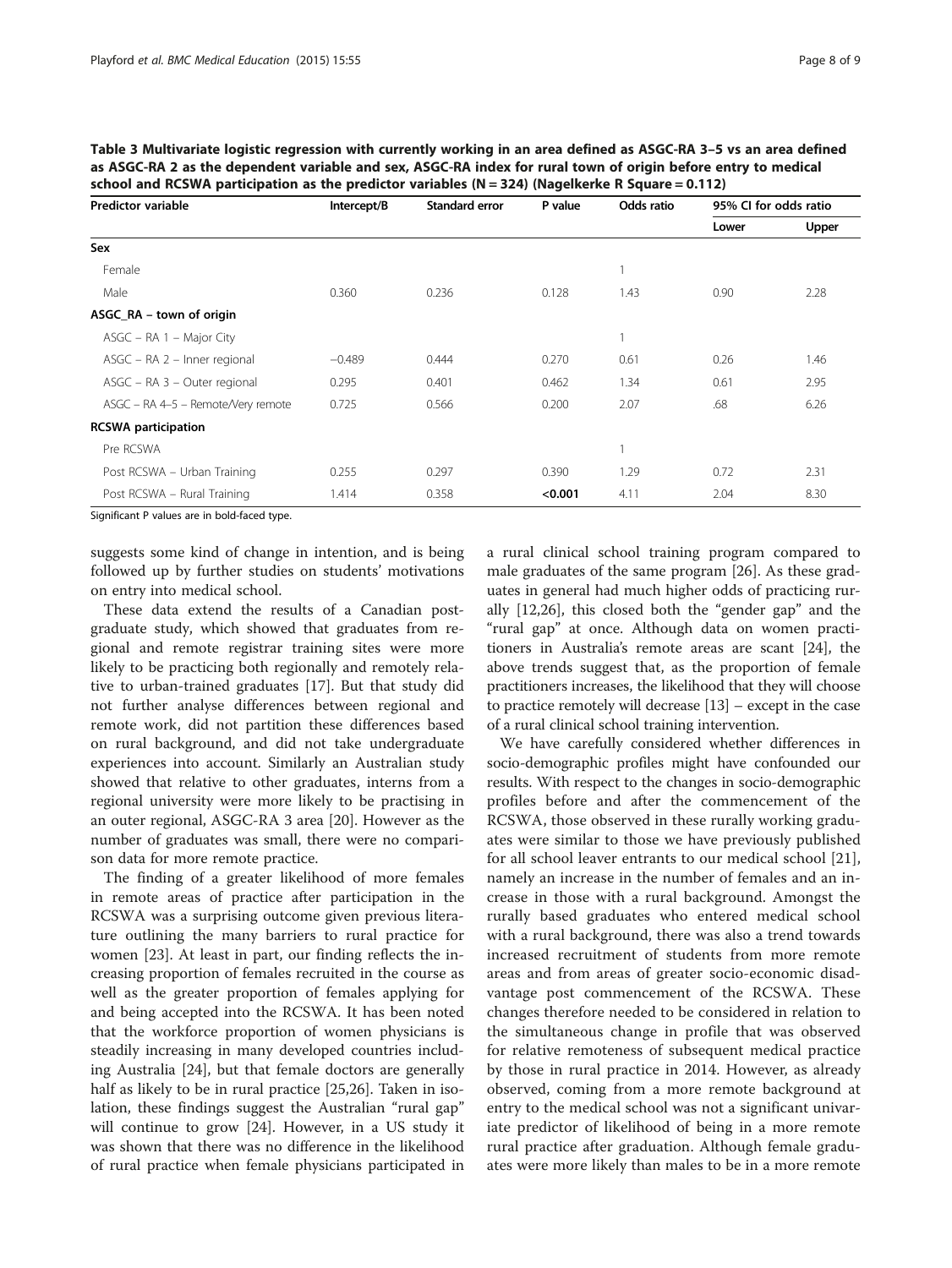**Table 3 Multivariate logistic regression with currently working in an area defined as ASGC-RA 3–5 vs an area defined as ASGC-RA 2 as the dependent variable and sex, ASGC-RA index for rural town of origin before entry to medical school and RCSWA participation as the predictor variables (N = 324) (Nagelkerke R Square = 0.112)**

| Predictor variable | Intercept/B | Standard error | P value | Odds ratio | 95% CI for odds ratio | |
|---|---|---|---|---|---|---|
| | | | | | Lower | Upper |
| **Sex** | | | | | | |
| Female | | | | 1 | | |
| Male | 0.360 | 0.236 | 0.128 | 1.43 | 0.90 | 2.28 |
| **ASGC_RA – town of origin** | | | | | | |
| ASGC – RA 1 – Major City | | | | 1 | | |
| ASGC – RA 2 – Inner regional | −0.489 | 0.444 | 0.270 | 0.61 | 0.26 | 1.46 |
| ASGC – RA 3 – Outer regional | 0.295 | 0.401 | 0.462 | 1.34 | 0.61 | 2.95 |
| ASGC – RA 4–5 – Remote/Very remote | 0.725 | 0.566 | 0.200 | 2.07 | .68 | 6.26 |
| **RCSWA participation** | | | | | | |
| Pre RCSWA | | | | 1 | | |
| Post RCSWA – Urban Training | 0.255 | 0.297 | 0.390 | 1.29 | 0.72 | 2.31 |
| Post RCSWA – Rural Training | 1.414 | 0.358 | **<0.001** | 4.11 | 2.04 | 8.30 |

Significant P values are in bold-faced type.

suggests some kind of change in intention, and is being followed up by further studies on students' motivations on entry into medical school.

These data extend the results of a Canadian postgraduate study, which showed that graduates from regional and remote registrar training sites were more likely to be practicing both regionally and remotely relative to urban-trained graduates [17]. But that study did not further analyse differences between regional and remote work, did not partition these differences based on rural background, and did not take undergraduate experiences into account. Similarly an Australian study showed that relative to other graduates, interns from a regional university were more likely to be practising in an outer regional, ASGC-RA 3 area [20]. However as the number of graduates was small, there were no comparison data for more remote practice.

The finding of a greater likelihood of more females in remote areas of practice after participation in the RCSWA was a surprising outcome given previous literature outlining the many barriers to rural practice for women [23]. At least in part, our finding reflects the increasing proportion of females recruited in the course as well as the greater proportion of females applying for and being accepted into the RCSWA. It has been noted that the workforce proportion of women physicians is steadily increasing in many developed countries including Australia [24], but that female doctors are generally half as likely to be in rural practice [25,26]. Taken in isolation, these findings suggest the Australian "rural gap" will continue to grow [24]. However, in a US study it was shown that there was no difference in the likelihood of rural practice when female physicians participated in a rural clinical school training program compared to male graduates of the same program [26]. As these graduates in general had much higher odds of practicing rurally [12,26], this closed both the "gender gap" and the "rural gap" at once. Although data on women practitioners in Australia's remote areas are scant [24], the above trends suggest that, as the proportion of female practitioners increases, the likelihood that they will choose to practice remotely will decrease [13] – except in the case of a rural clinical school training intervention.

We have carefully considered whether differences in socio-demographic profiles might have confounded our results. With respect to the changes in socio-demographic profiles before and after the commencement of the RCSWA, those observed in these rurally working graduates were similar to those we have previously published for all school leaver entrants to our medical school [21], namely an increase in the number of females and an increase in those with a rural background. Amongst the rurally based graduates who entered medical school with a rural background, there was also a trend towards increased recruitment of students from more remote areas and from areas of greater socio-economic disadvantage post commencement of the RCSWA. These changes therefore needed to be considered in relation to the simultaneous change in profile that was observed for relative remoteness of subsequent medical practice by those in rural practice in 2014. However, as already observed, coming from a more remote background at entry to the medical school was not a significant univariate predictor of likelihood of being in a more remote rural practice after graduation. Although female graduates were more likely than males to be in a more remote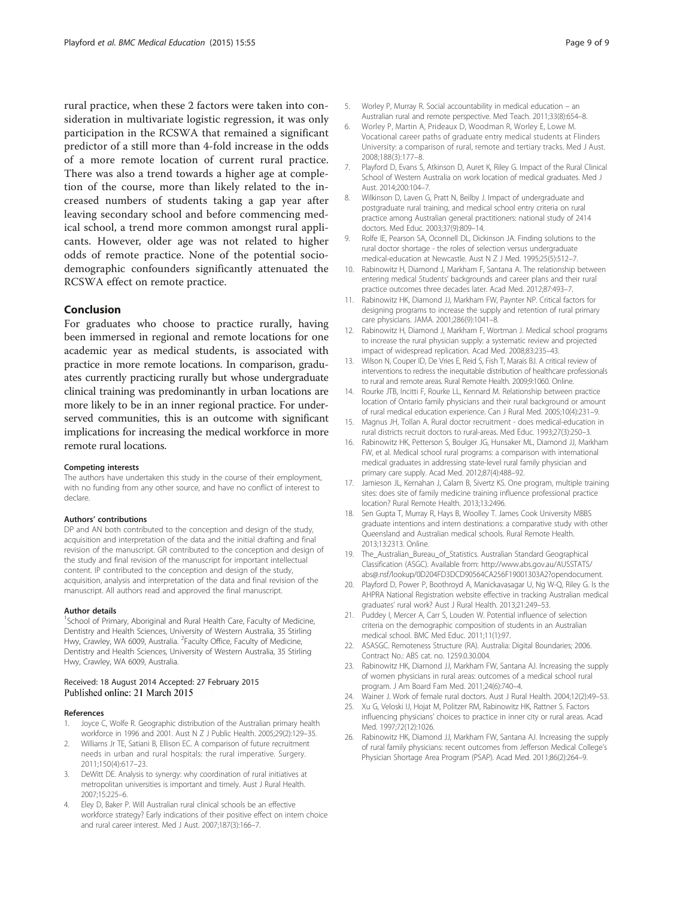rural practice, when these 2 factors were taken into consideration in multivariate logistic regression, it was only participation in the RCSWA that remained a significant predictor of a still more than 4-fold increase in the odds of a more remote location of current rural practice. There was also a trend towards a higher age at completion of the course, more than likely related to the increased numbers of students taking a gap year after leaving secondary school and before commencing medical school, a trend more common amongst rural applicants. However, older age was not related to higher odds of remote practice. None of the potential sociodemographic confounders significantly attenuated the RCSWA effect on remote practice.

## Conclusion

For graduates who choose to practice rurally, having been immersed in regional and remote locations for one academic year as medical students, is associated with practice in more remote locations. In comparison, graduates currently practicing rurally but whose undergraduate clinical training was predominantly in urban locations are more likely to be in an inner regional practice. For underserved communities, this is an outcome with significant implications for increasing the medical workforce in more remote rural locations.

#### Competing interests

The authors have undertaken this study in the course of their employment, with no funding from any other source, and have no conflict of interest to declare.

#### Authors' contributions

DP and AN both contributed to the conception and design of the study, acquisition and interpretation of the data and the initial drafting and final revision of the manuscript. GR contributed to the conception and design of the study and final revision of the manuscript for important intellectual content. IP contributed to the conception and design of the study, acquisition, analysis and interpretation of the data and final revision of the manuscript. All authors read and approved the final manuscript.

#### Author details

[1]School of Primary, Aboriginal and Rural Health Care, Faculty of Medicine, Dentistry and Health Sciences, University of Western Australia, 35 Stirling Hwy, Crawley, WA 6009, Australia. [2]Faculty Office, Faculty of Medicine, Dentistry and Health Sciences, University of Western Australia, 35 Stirling Hwy, Crawley, WA 6009, Australia.

Received: 18 August 2014 Accepted: 27 February 2015
Published online: 21 March 2015

#### References

1. Joyce C, Wolfe R. Geographic distribution of the Australian primary health workforce in 1996 and 2001. Aust N Z J Public Health. 2005;29(2):129–35.
2. Williams Jr TE, Satiani B, Ellison EC. A comparison of future recruitment needs in urban and rural hospitals: the rural imperative. Surgery. 2011;150(4):617–23.
3. DeWitt DE. Analysis to synergy: why coordination of rural initiatives at metropolitan universities is important and timely. Aust J Rural Health. 2007;15:225–6.
4. Eley D, Baker P. Will Australian rural clinical schools be an effective workforce strategy? Early indications of their positive effect on intern choice and rural career interest. Med J Aust. 2007;187(3):166–7.
5. Worley P, Murray R. Social accountability in medical education – an Australian rural and remote perspective. Med Teach. 2011;33(8):654–8.
6. Worley P, Martin A, Prideaux D, Woodman R, Worley E, Lowe M. Vocational career paths of graduate entry medical students at Flinders University: a comparison of rural, remote and tertiary tracks. Med J Aust. 2008;188(3):177–8.
7. Playford D, Evans S, Atkinson D, Auret K, Riley G. Impact of the Rural Clinical School of Western Australia on work location of medical graduates. Med J Aust. 2014;200:104–7.
8. Wilkinson D, Laven G, Pratt N, Beilby J. Impact of undergraduate and postgraduate rural training, and medical school entry criteria on rural practice among Australian general practitioners: national study of 2414 doctors. Med Educ. 2003;37(9):809–14.
9. Rolfe IE, Pearson SA, Oconnell DL, Dickinson JA. Finding solutions to the rural doctor shortage - the roles of selection versus undergraduate medical-education at Newcastle. Aust N Z J Med. 1995;25(5):512–7.
10. Rabinowitz H, Diamond J, Markham F, Santana A. The relationship between entering medical Students' backgrounds and career plans and their rural practice outcomes three decades later. Acad Med. 2012;87:493–7.
11. Rabinowitz HK, Diamond JJ, Markham FW, Paynter NP. Critical factors for designing programs to increase the supply and retention of rural primary care physicians. JAMA. 2001;286(9):1041–8.
12. Rabinowitz H, Diamond J, Markham F, Wortman J. Medical school programs to increase the rural physician supply: a systematic review and projected impact of widespread replication. Acad Med. 2008;83:235–43.
13. Wilson N, Couper ID, De Vries E, Reid S, Fish T, Marais BJ. A critical review of interventions to redress the inequitable distribution of healthcare professionals to rural and remote areas. Rural Remote Health. 2009;9:1060. Online.
14. Rourke JTB, Incitti F, Rourke LL, Kennard M. Relationship between practice location of Ontario family physicians and their rural background or amount of rural medical education experience. Can J Rural Med. 2005;10(4):231–9.
15. Magnus JH, Tollan A. Rural doctor recruitment - does medical-education in rural districts recruit doctors to rural-areas. Med Educ. 1993;27(3):250–3.
16. Rabinowitz HK, Petterson S, Boulger JG, Hunsaker ML, Diamond JJ, Markham FW, et al. Medical school rural programs: a comparison with international medical graduates in addressing state-level rural family physician and primary care supply. Acad Med. 2012;87(4):488–92.
17. Jamieson JL, Kernahan J, Calam B, Sivertz KS. One program, multiple training sites: does site of family medicine training influence professional practice location? Rural Remote Health. 2013;13:2496.
18. Sen Gupta T, Murray R, Hays B, Woolley T. James Cook University MBBS graduate intentions and intern destinations: a comparative study with other Queensland and Australian medical schools. Rural Remote Health. 2013;13:2313. Online.
19. The_Australian_Bureau_of_Statistics. Australian Standard Geographical Classification (ASGC). Available from: http://www.abs.gov.au/AUSSTATS/abs@.nsf/lookup/0D204FD3DCD90564CA256F19001303A2?opendocument.
20. Playford D, Power P, Boothroyd A, Manickavasagar U, Ng W-Q, Riley G. Is the AHPRA National Registration website effective in tracking Australian medical graduates' rural work? Aust J Rural Health. 2013;21:249–53.
21. Puddey I, Mercer A, Carr S, Louden W. Potential influence of selection criteria on the demographic composition of students in an Australian medical school. BMC Med Educ. 2011;11(1):97.
22. ASASGC. Remoteness Structure (RA). Australia: Digital Boundaries; 2006. Contract No.: ABS cat. no. 1259.0.30.004.
23. Rabinowitz HK, Diamond JJ, Markham FW, Santana AJ. Increasing the supply of women physicians in rural areas: outcomes of a medical school rural program. J Am Board Fam Med. 2011;24(6):740–4.
24. Wainer J. Work of female rural doctors. Aust J Rural Health. 2004;12(2):49–53.
25. Xu G, Veloski JJ, Hojat M, Politzer RM, Rabinowitz HK, Rattner S. Factors influencing physicians' choices to practice in inner city or rural areas. Acad Med. 1997;72(12):1026.
26. Rabinowitz HK, Diamond JJ, Markham FW, Santana AJ. Increasing the supply of rural family physicians: recent outcomes from Jefferson Medical College's Physician Shortage Area Program (PSAP). Acad Med. 2011;86(2):264–9.